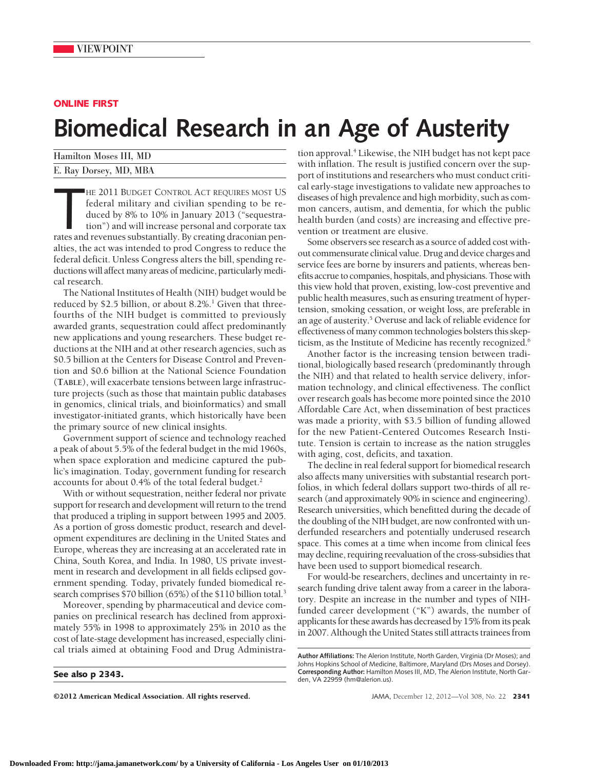VIEWPOINT

**ONLINE FIRST**

# Biomedical Research in an Age of Austerity

Hamilton Moses III, MD

E. Ray Dorsey, MD, MBA

THE 2011 BUDGET CONTROL ACT REQUIRES MOST US federal military and civilian spending to be reduced by 8% to 10% in January 2013 ("sequestration") and will increase personal and corporate tax rates and revenues substantially. By creating draconian penalties, the act was intended to prod Congress to reduce the federal deficit. Unless Congress alters the bill, spending reductions will affect many areas of medicine, particularly medical research.

The National Institutes of Health (NIH) budget would be reduced by $2.5 billion, or about 8.2%.[1] Given that three-fourths of the NIH budget is committed to previously awarded grants, sequestration could affect predominantly new applications and young researchers. These budget reductions at the NIH and at other research agencies, such as $0.5 billion at the Centers for Disease Control and Prevention and $0.6 billion at the National Science Foundation (TABLE), will exacerbate tensions between large infrastructure projects (such as those that maintain public databases in genomics, clinical trials, and bioinformatics) and small investigator-initiated grants, which historically have been the primary source of new clinical insights.

Government support of science and technology reached a peak of about 5.5% of the federal budget in the mid 1960s, when space exploration and medicine captured the public's imagination. Today, government funding for research accounts for about 0.4% of the total federal budget.[2]

With or without sequestration, neither federal nor private support for research and development will return to the trend that produced a tripling in support between 1995 and 2005. As a portion of gross domestic product, research and development expenditures are declining in the United States and Europe, whereas they are increasing at an accelerated rate in China, South Korea, and India. In 1980, US private investment in research and development in all fields eclipsed government spending. Today, privately funded biomedical research comprises $70 billion (65%) of the $110 billion total.[3]

Moreover, spending by pharmaceutical and device companies on preclinical research has declined from approximately 55% in 1998 to approximately 25% in 2010 as the cost of late-stage development has increased, especially clinical trials aimed at obtaining Food and Drug Administration approval.[4] Likewise, the NIH budget has not kept pace with inflation. The result is justified concern over the support of institutions and researchers who must conduct critical early-stage investigations to validate new approaches to diseases of high prevalence and high morbidity, such as common cancers, autism, and dementia, for which the public health burden (and costs) are increasing and effective prevention or treatment are elusive.

Some observers see research as a source of added cost without commensurate clinical value. Drug and device charges and service fees are borne by insurers and patients, whereas benefits accrue to companies, hospitals, and physicians. Those with this view hold that proven, existing, low-cost preventive and public health measures, such as ensuring treatment of hypertension, smoking cessation, or weight loss, are preferable in an age of austerity.[5] Overuse and lack of reliable evidence for effectiveness of many common technologies bolsters this skepticism, as the Institute of Medicine has recently recognized.[6]

Another factor is the increasing tension between traditional, biologically based research (predominantly through the NIH) and that related to health service delivery, information technology, and clinical effectiveness. The conflict over research goals has become more pointed since the 2010 Affordable Care Act, when dissemination of best practices was made a priority, with $3.5 billion of funding allowed for the new Patient-Centered Outcomes Research Institute. Tension is certain to increase as the nation struggles with aging, cost, deficits, and taxation.

The decline in real federal support for biomedical research also affects many universities with substantial research portfolios, in which federal dollars support two-thirds of all research (and approximately 90% in science and engineering). Research universities, which benefitted during the decade of the doubling of the NIH budget, are now confronted with underfunded researchers and potentially underused research space. This comes at a time when income from clinical fees may decline, requiring reevaluation of the cross-subsidies that have been used to support biomedical research.

For would-be researchers, declines and uncertainty in research funding drive talent away from a career in the laboratory. Despite an increase in the number and types of NIH-funded career development ("K") awards, the number of applicants for these awards has decreased by 15% from its peak in 2007. Although the United States still attracts trainees from

**See also p 2343.**

**Author Affiliations:** The Alerion Institute, North Garden, Virginia (Dr Moses); and Johns Hopkins School of Medicine, Baltimore, Maryland (Drs Moses and Dorsey).
**Corresponding Author:** Hamilton Moses III, MD, The Alerion Institute, North Garden, VA 22959 (hm@alerion.us).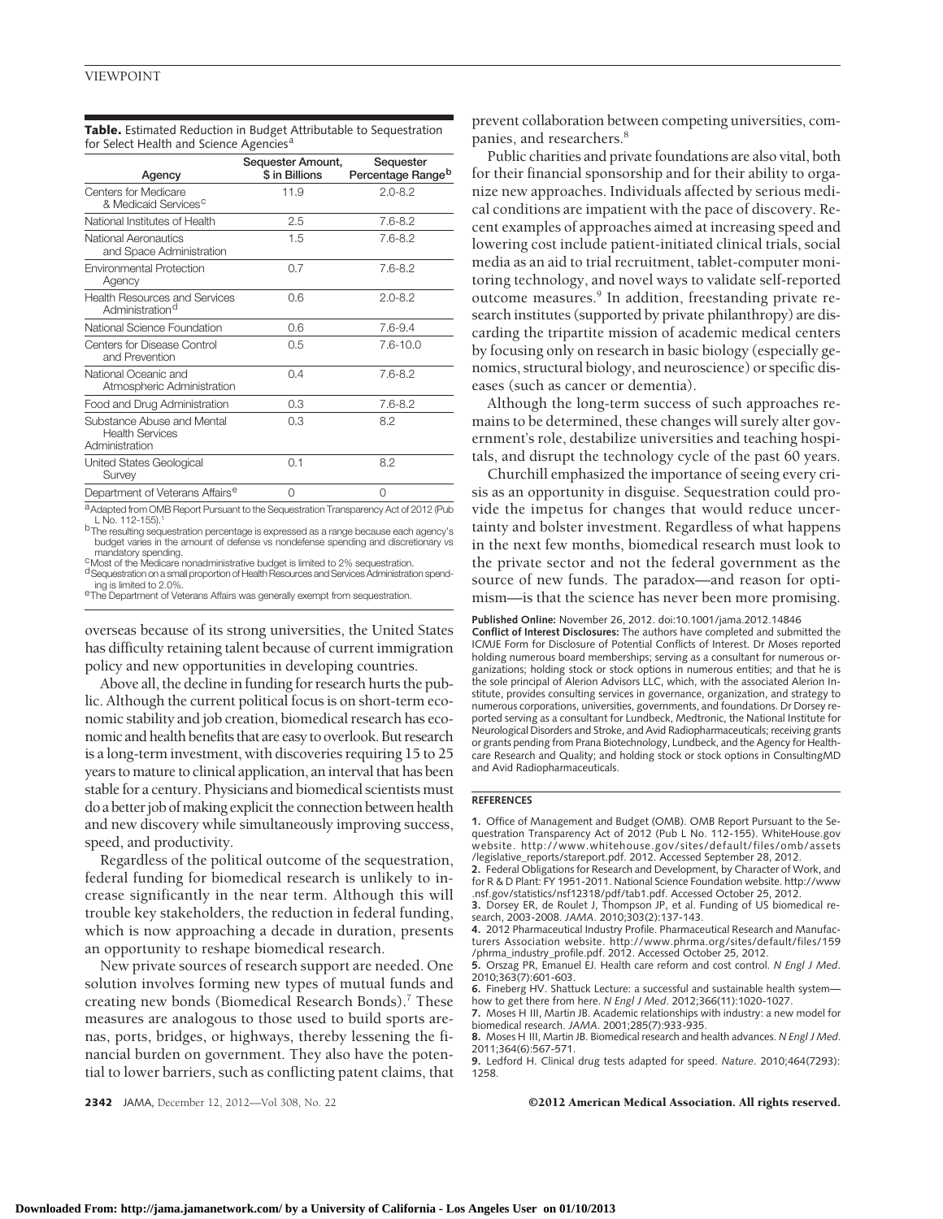**Table.** Estimated Reduction in Budget Attributable to Sequestration for Select Health and Science Agencies[a]

| Agency | Sequester Amount, $ in Billions | Sequester Percentage Range[b] |
|---|---|---|
| Centers for Medicare & Medicaid Services[c] | 11.9 | 2.0-8.2 |
| National Institutes of Health | 2.5 | 7.6-8.2 |
| National Aeronautics and Space Administration | 1.5 | 7.6-8.2 |
| Environmental Protection Agency | 0.7 | 7.6-8.2 |
| Health Resources and Services Administration[d] | 0.6 | 2.0-8.2 |
| National Science Foundation | 0.6 | 7.6-9.4 |
| Centers for Disease Control and Prevention | 0.5 | 7.6-10.0 |
| National Oceanic and Atmospheric Administration | 0.4 | 7.6-8.2 |
| Food and Drug Administration | 0.3 | 7.6-8.2 |
| Substance Abuse and Mental Health Services Administration | 0.3 | 8.2 |
| United States Geological Survey | 0.1 | 8.2 |
| Department of Veterans Affairs[e] | 0 | 0 |

[a] Adapted from OMB Report Pursuant to the Sequestration Transparency Act of 2012 (Pub L No. 112-155).[1]

[b] The resulting sequestration percentage is expressed as a range because each agency's budget varies in the amount of defense vs nondefense spending and discretionary vs mandatory spending.

[c] Most of the Medicare nonadministrative budget is limited to 2% sequestration.

[d] Sequestration on a small proportion of Health Resources and Services Administration spending is limited to 2.0%.

[e] The Department of Veterans Affairs was generally exempt from sequestration.

overseas because of its strong universities, the United States has difficulty retaining talent because of current immigration policy and new opportunities in developing countries.

Above all, the decline in funding for research hurts the public. Although the current political focus is on short-term economic stability and job creation, biomedical research has economic and health benefits that are easy to overlook. But research is a long-term investment, with discoveries requiring 15 to 25 years to mature to clinical application, an interval that has been stable for a century. Physicians and biomedical scientists must do a better job of making explicit the connection between health and new discovery while simultaneously improving success, speed, and productivity.

Regardless of the political outcome of the sequestration, federal funding for biomedical research is unlikely to increase significantly in the near term. Although this will trouble key stakeholders, the reduction in federal funding, which is now approaching a decade in duration, presents an opportunity to reshape biomedical research.

New private sources of research support are needed. One solution involves forming new types of mutual funds and creating new bonds (Biomedical Research Bonds).[7] These measures are analogous to those used to build sports arenas, ports, bridges, or highways, thereby lessening the financial burden on government. They also have the potential to lower barriers, such as conflicting patent claims, that prevent collaboration between competing universities, companies, and researchers.[8]

Public charities and private foundations are also vital, both for their financial sponsorship and for their ability to organize new approaches. Individuals affected by serious medical conditions are impatient with the pace of discovery. Recent examples of approaches aimed at increasing speed and lowering cost include patient-initiated clinical trials, social media as an aid to trial recruitment, tablet-computer monitoring technology, and novel ways to validate self-reported outcome measures.[9] In addition, freestanding private research institutes (supported by private philanthropy) are discarding the tripartite mission of academic medical centers by focusing only on research in basic biology (especially genomics, structural biology, and neuroscience) or specific diseases (such as cancer or dementia).

Although the long-term success of such approaches remains to be determined, these changes will surely alter government's role, destabilize universities and teaching hospitals, and disrupt the technology cycle of the past 60 years.

Churchill emphasized the importance of seeing every crisis as an opportunity in disguise. Sequestration could provide the impetus for changes that would reduce uncertainty and bolster investment. Regardless of what happens in the next few months, biomedical research must look to the private sector and not the federal government as the source of new funds. The paradox—and reason for optimism—is that the science has never been more promising.

**Published Online:** November 26, 2012. doi:10.1001/jama.2012.14846

**Conflict of Interest Disclosures:** The authors have completed and submitted the ICMJE Form for Disclosure of Potential Conflicts of Interest. Dr Moses reported holding numerous board memberships; serving as a consultant for numerous organizations; holding stock or stock options in numerous entities; and that he is the sole principal of Alerion Advisors LLC, which, with the associated Alerion Institute, provides consulting services in governance, organization, and strategy to numerous corporations, universities, governments, and foundations. Dr Dorsey reported serving as a consultant for Lundbeck, Medtronic, the National Institute for Neurological Disorders and Stroke, and Avid Radiopharmaceuticals; receiving grants or grants pending from Prana Biotechnology, Lundbeck, and the Agency for Healthcare Research and Quality; and holding stock or stock options in ConsultingMD and Avid Radiopharmaceuticals.

## REFERENCES

1. Office of Management and Budget (OMB). OMB Report Pursuant to the Sequestration Transparency Act of 2012 (Pub L No. 112-155). WhiteHouse.gov website. http://www.whitehouse.gov/sites/default/files/omb/assets/legislative_reports/stareport.pdf. 2012. Accessed September 28, 2012.
2. Federal Obligations for Research and Development, by Character of Work, and for R & D Plant: FY 1951-2011. National Science Foundation website. http://www.nsf.gov/statistics/nsf12318/pdf/tab1.pdf. Accessed October 25, 2012.
3. Dorsey ER, de Roulet J, Thompson JP, et al. Funding of US biomedical research, 2003-2008. *JAMA*. 2010;303(2):137-143.
4. 2012 Pharmaceutical Industry Profile. Pharmaceutical Research and Manufacturers Association website. http://www.phrma.org/sites/default/files/159/phrma_industry_profile.pdf. 2012. Accessed October 25, 2012.
5. Orszag PR, Emanuel EJ. Health care reform and cost control. *N Engl J Med*. 2010;363(7):601-603.
6. Fineberg HV. Shattuck Lecture: a successful and sustainable health system—how to get there from here. *N Engl J Med*. 2012;366(11):1020-1027.
7. Moses H III, Martin JB. Academic relationships with industry: a new model for biomedical research. *JAMA*. 2001;285(7):933-935.
8. Moses H III, Martin JB. Biomedical research and health advances. *N Engl J Med*. 2011;364(6):567-571.
9. Ledford H. Clinical drug tests adapted for speed. *Nature*. 2010;464(7293):1258.